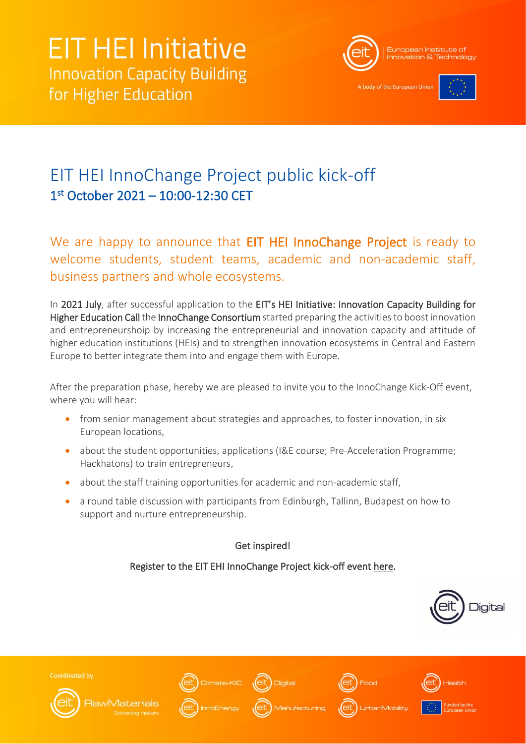# EIT HEI Initiative

Innovation Capacity Building for Higher Education

European Institute of Innovation & Technology

A body of the European Union

## EIT HEI InnoChange Project public kick-off

1st October 2021 – 10:00-12:30 CET

We are happy to announce that **EIT HEI InnoChange Project** is ready to welcome students, student teams, academic and non-academic staff, business partners and whole ecosystems.

In **2021 July**, after successful application to the **EIT's HEI Initiative: Innovation Capacity Building for Higher Education Call** the **InnoChange Consortium** started preparing the activities to boost innovation and entrepreneurshoip by increasing the entrepreneurial and innovation capacity and attitude of higher education institutions (HEIs) and to strengthen innovation ecosystems in Central and Eastern Europe to better integrate them into and engage them with Europe.

After the preparation phase, hereby we are pleased to invite you to the InnoChange Kick-Off event, where you will hear:

- from senior management about strategies and approaches, to foster innovation, in six European locations,
- about the student opportunities, applications (I&E course; Pre-Acceleration Programme; Hackhatons) to train entrepreneurs,
- about the staff training opportunities for academic and non-academic staff,
- a round table discussion with participants from Edinburgh, Tallinn, Budapest on how to support and nurture entrepreneurship.

Get inspired!

Register to the EIT EHI InnoChange Project kick-off event here.

eit Digital

Coordinated by

eit RawMaterials – Connecting matters

eit Climate-KIC | eit Digital | eit Food | eit Health | eit InnoEnergy | eit Manufacturing | eit UrbanMobility | Funded by the European Union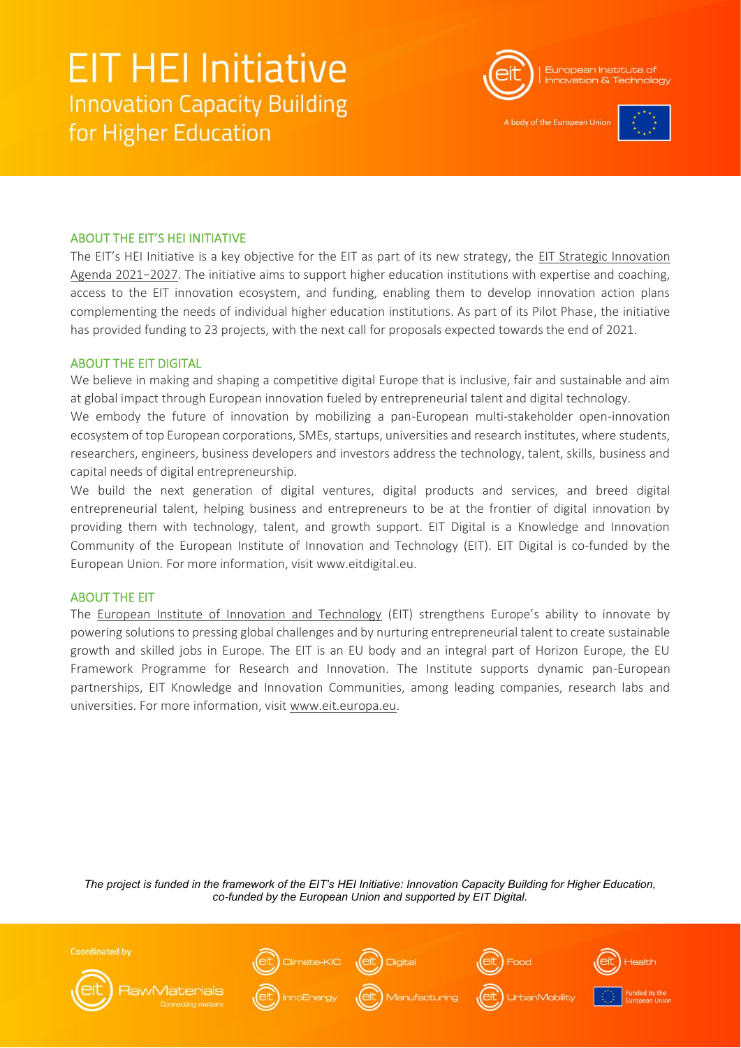# EIT HEI Initiative

## Innovation Capacity Building for Higher Education

European Institute of Innovation & Technology

A body of the European Union

### ABOUT THE EIT'S HEI INITIATIVE

The EIT's HEI Initiative is a key objective for the EIT as part of its new strategy, the EIT Strategic Innovation Agenda 2021–2027. The initiative aims to support higher education institutions with expertise and coaching, access to the EIT innovation ecosystem, and funding, enabling them to develop innovation action plans complementing the needs of individual higher education institutions. As part of its Pilot Phase, the initiative has provided funding to 23 projects, with the next call for proposals expected towards the end of 2021.

### ABOUT THE EIT DIGITAL

We believe in making and shaping a competitive digital Europe that is inclusive, fair and sustainable and aim at global impact through European innovation fueled by entrepreneurial talent and digital technology.

We embody the future of innovation by mobilizing a pan-European multi-stakeholder open-innovation ecosystem of top European corporations, SMEs, startups, universities and research institutes, where students, researchers, engineers, business developers and investors address the technology, talent, skills, business and capital needs of digital entrepreneurship.

We build the next generation of digital ventures, digital products and services, and breed digital entrepreneurial talent, helping business and entrepreneurs to be at the frontier of digital innovation by providing them with technology, talent, and growth support. EIT Digital is a Knowledge and Innovation Community of the European Institute of Innovation and Technology (EIT). EIT Digital is co-funded by the European Union. For more information, visit www.eitdigital.eu.

### ABOUT THE EIT

The European Institute of Innovation and Technology (EIT) strengthens Europe's ability to innovate by powering solutions to pressing global challenges and by nurturing entrepreneurial talent to create sustainable growth and skilled jobs in Europe. The EIT is an EU body and an integral part of Horizon Europe, the EU Framework Programme for Research and Innovation. The Institute supports dynamic pan-European partnerships, EIT Knowledge and Innovation Communities, among leading companies, research labs and universities. For more information, visit www.eit.europa.eu.

*The project is funded in the framework of the EIT's HEI Initiative: Innovation Capacity Building for Higher Education, co-funded by the European Union and supported by EIT Digital.*

Coordinated by

EIT RawMaterials – Connecting matters

EIT Climate-KIC · EIT Digital · EIT Food · EIT Health · EIT InnoEnergy · EIT Manufacturing · EIT UrbanMobility · Funded by the European Union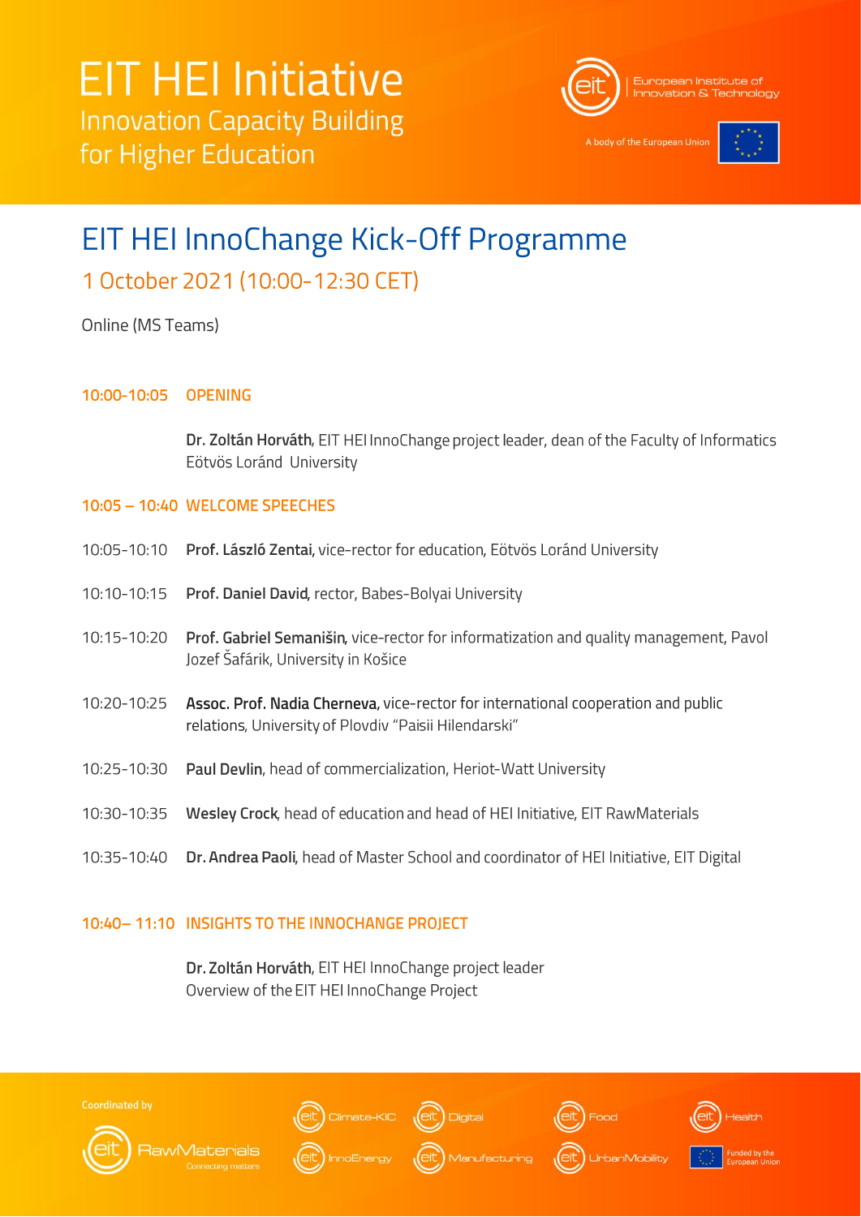# EIT HEI Initiative

Innovation Capacity Building for Higher Education

European Institute of Innovation & Technology

A body of the European Union

## EIT HEI InnoChange Kick-Off Programme

### 1 October 2021 (10:00-12:30 CET)

Online (MS Teams)

**10:00-10:05 OPENING**

**Dr. Zoltán Horváth**, EIT HEI InnoChange project leader, dean of the Faculty of Informatics Eötvös Loránd University

**10:05 – 10:40 WELCOME SPEECHES**

10:05-10:10 **Prof. László Zentai**, vice-rector for education, Eötvös Loránd University

10:10-10:15 **Prof. Daniel David**, rector, Babes-Bolyai University

10:15-10:20 **Prof. Gabriel Semanišin**, vice-rector for informatization and quality management, Pavol Jozef Šafárik, University in Košice

10:20-10:25 **Assoc. Prof. Nadia Cherneva**, vice-rector for international cooperation and public relations, University of Plovdiv "Paisii Hilendarski"

10:25-10:30 **Paul Devlin**, head of commercialization, Heriot-Watt University

10:30-10:35 **Wesley Crock**, head of education and head of HEI Initiative, EIT RawMaterials

10:35-10:40 **Dr. Andrea Paoli**, head of Master School and coordinator of HEI Initiative, EIT Digital

**10:40– 11:10 INSIGHTS TO THE INNOCHANGE PROJECT**

**Dr. Zoltán Horváth**, EIT HEI InnoChange project leader
Overview of the EIT HEI InnoChange Project

Coordinated by EIT RawMaterials – Connecting matters

EIT Climate-KIC, EIT Digital, EIT Food, EIT Health, EIT InnoEnergy, EIT Manufacturing, EIT UrbanMobility

Funded by the European Union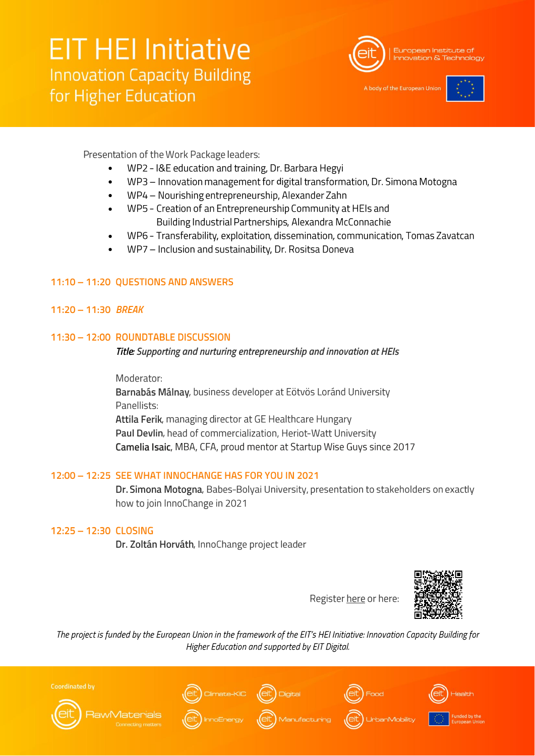# EIT HEI Initiative

## Innovation Capacity Building for Higher Education

European Institute of Innovation & Technology

A body of the European Union

Presentation of the Work Package leaders:

- WP2 - I&E education and training, Dr. Barbara Hegyi
- WP3 – Innovation management for digital transformation, Dr. Simona Motogna
- WP4 – Nourishing entrepreneurship, Alexander Zahn
- WP5 - Creation of an Entrepreneurship Community at HEIs and Building Industrial Partnerships, Alexandra McConnachie
- WP6 - Transferability, exploitation, dissemination, communication, Tomas Zavatcan
- WP7 – Inclusion and sustainability, Dr. Rositsa Doneva

### 11:10 – 11:20 QUESTIONS AND ANSWERS

### 11:20 – 11:30 *BREAK*

### 11:30 – 12:00 ROUNDTABLE DISCUSSION

***Title:*** *Supporting and nurturing entrepreneurship and innovation at HEIs*

Moderator:
**Barnabás Málnay**, business developer at Eötvös Loránd University
Panellists:
**Attila Ferik**, managing director at GE Healthcare Hungary
**Paul Devlin**, head of commercialization, Heriot-Watt University
**Camelia Isaic**, MBA, CFA, proud mentor at Startup Wise Guys since 2017

### 12:00 – 12:25 SEE WHAT INNOCHANGE HAS FOR YOU IN 2021

**Dr. Simona Motogna**, Babes-Bolyai University, presentation to stakeholders on exactly how to join InnoChange in 2021

### 12:25 – 12:30 CLOSING

**Dr. Zoltán Horváth**, InnoChange project leader

Register here or here:

*The project is funded by the European Union in the framework of the EIT's HEI Initiative: Innovation Capacity Building for Higher Education and supported by EIT Digital.*

Coordinated by

eit RawMaterials Connecting matters

eit Climate-KIC | eit Digital | eit Food | eit Health | eit InnoEnergy | eit Manufacturing | eit UrbanMobility | Funded by the European Union